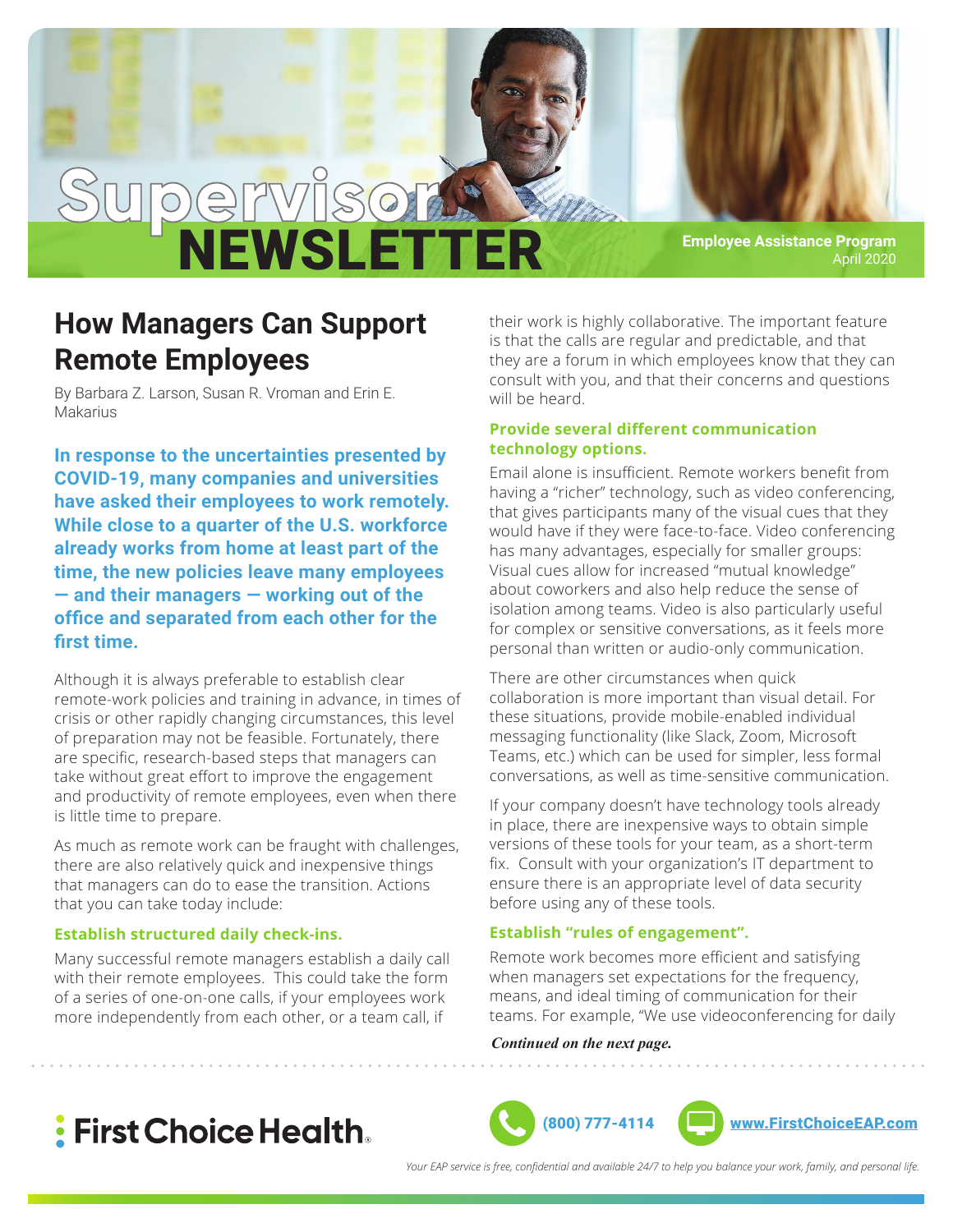# Supervisor NEWSLETTER

**Employee Assistance Program**
April 2020

## How Managers Can Support Remote Employees

By Barbara Z. Larson, Susan R. Vroman and Erin E. Makarius

**In response to the uncertainties presented by COVID-19, many companies and universities have asked their employees to work remotely. While close to a quarter of the U.S. workforce already works from home at least part of the time, the new policies leave many employees — and their managers — working out of the office and separated from each other for the first time.**

Although it is always preferable to establish clear remote-work policies and training in advance, in times of crisis or other rapidly changing circumstances, this level of preparation may not be feasible. Fortunately, there are specific, research-based steps that managers can take without great effort to improve the engagement and productivity of remote employees, even when there is little time to prepare.

As much as remote work can be fraught with challenges, there are also relatively quick and inexpensive things that managers can do to ease the transition. Actions that you can take today include:

### Establish structured daily check-ins.

Many successful remote managers establish a daily call with their remote employees. This could take the form of a series of one-on-one calls, if your employees work more independently from each other, or a team call, if their work is highly collaborative. The important feature is that the calls are regular and predictable, and that they are a forum in which employees know that they can consult with you, and that their concerns and questions will be heard.

### Provide several different communication technology options.

Email alone is insufficient. Remote workers benefit from having a "richer" technology, such as video conferencing, that gives participants many of the visual cues that they would have if they were face-to-face. Video conferencing has many advantages, especially for smaller groups: Visual cues allow for increased "mutual knowledge" about coworkers and also help reduce the sense of isolation among teams. Video is also particularly useful for complex or sensitive conversations, as it feels more personal than written or audio-only communication.

There are other circumstances when quick collaboration is more important than visual detail. For these situations, provide mobile-enabled individual messaging functionality (like Slack, Zoom, Microsoft Teams, etc.) which can be used for simpler, less formal conversations, as well as time-sensitive communication.

If your company doesn't have technology tools already in place, there are inexpensive ways to obtain simple versions of these tools for your team, as a short-term fix. Consult with your organization's IT department to ensure there is an appropriate level of data security before using any of these tools.

### Establish "rules of engagement".

Remote work becomes more efficient and satisfying when managers set expectations for the frequency, means, and ideal timing of communication for their teams. For example, "We use videoconferencing for daily

*Continued on the next page.*

First Choice Health

(800) 777-4114

www.FirstChoiceEAP.com

*Your EAP service is free, confidential and available 24/7 to help you balance your work, family, and personal life.*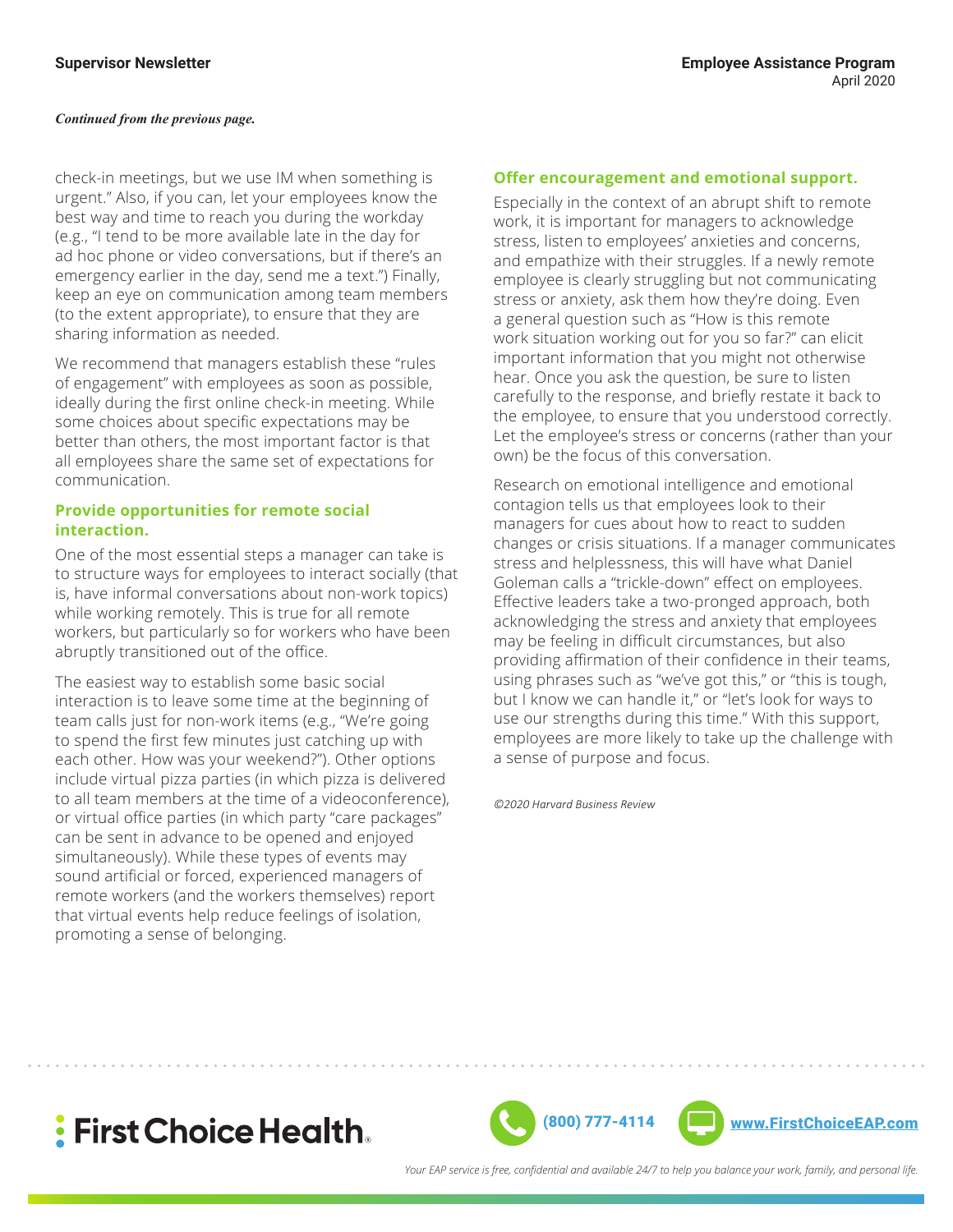*Continued from the previous page.*

check-in meetings, but we use IM when something is urgent." Also, if you can, let your employees know the best way and time to reach you during the workday (e.g., "I tend to be more available late in the day for ad hoc phone or video conversations, but if there's an emergency earlier in the day, send me a text.") Finally, keep an eye on communication among team members (to the extent appropriate), to ensure that they are sharing information as needed.

We recommend that managers establish these "rules of engagement" with employees as soon as possible, ideally during the first online check-in meeting. While some choices about specific expectations may be better than others, the most important factor is that all employees share the same set of expectations for communication.

### Provide opportunities for remote social interaction.

One of the most essential steps a manager can take is to structure ways for employees to interact socially (that is, have informal conversations about non-work topics) while working remotely. This is true for all remote workers, but particularly so for workers who have been abruptly transitioned out of the office.

The easiest way to establish some basic social interaction is to leave some time at the beginning of team calls just for non-work items (e.g., "We're going to spend the first few minutes just catching up with each other. How was your weekend?"). Other options include virtual pizza parties (in which pizza is delivered to all team members at the time of a videoconference), or virtual office parties (in which party "care packages" can be sent in advance to be opened and enjoyed simultaneously). While these types of events may sound artificial or forced, experienced managers of remote workers (and the workers themselves) report that virtual events help reduce feelings of isolation, promoting a sense of belonging.

### Offer encouragement and emotional support.

Especially in the context of an abrupt shift to remote work, it is important for managers to acknowledge stress, listen to employees' anxieties and concerns, and empathize with their struggles. If a newly remote employee is clearly struggling but not communicating stress or anxiety, ask them how they're doing. Even a general question such as "How is this remote work situation working out for you so far?" can elicit important information that you might not otherwise hear. Once you ask the question, be sure to listen carefully to the response, and briefly restate it back to the employee, to ensure that you understood correctly. Let the employee's stress or concerns (rather than your own) be the focus of this conversation.

Research on emotional intelligence and emotional contagion tells us that employees look to their managers for cues about how to react to sudden changes or crisis situations. If a manager communicates stress and helplessness, this will have what Daniel Goleman calls a "trickle-down" effect on employees. Effective leaders take a two-pronged approach, both acknowledging the stress and anxiety that employees may be feeling in difficult circumstances, but also providing affirmation of their confidence in their teams, using phrases such as "we've got this," or "this is tough, but I know we can handle it," or "let's look for ways to use our strengths during this time." With this support, employees are more likely to take up the challenge with a sense of purpose and focus.

*©2020 Harvard Business Review*

First Choice Health

(800) 777-4114 www.FirstChoiceEAP.com

*Your EAP service is free, confidential and available 24/7 to help you balance your work, family, and personal life.*